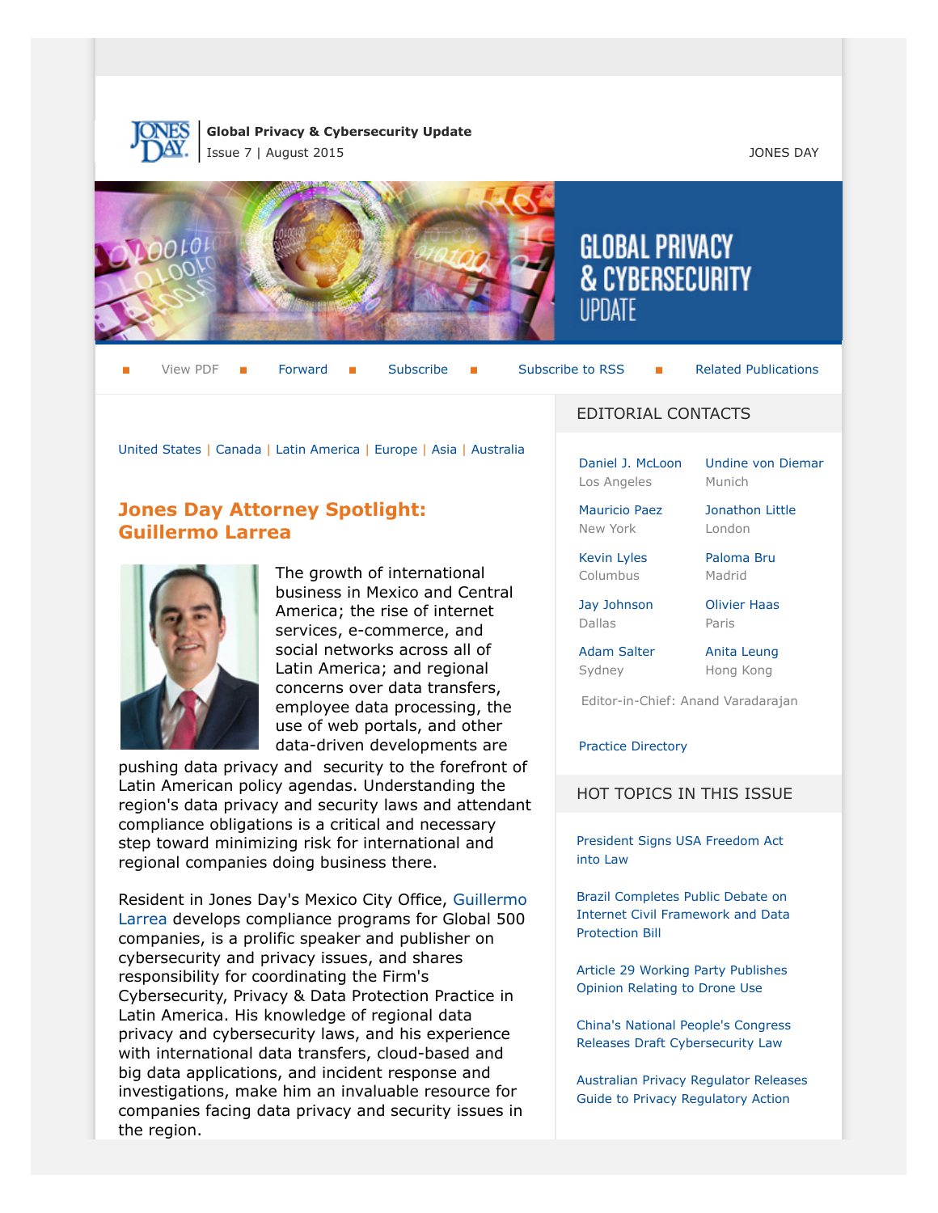**Global Privacy & Cybersecurity Update**
Issue 7 | August 2015

JONES DAY

# GLOBAL PRIVACY & CYBERSECURITY UPDATE

View PDF | Forward | Subscribe | Subscribe to RSS | Related Publications

United States | Canada | Latin America | Europe | Asia | Australia

## Jones Day Attorney Spotlight: Guillermo Larrea

The growth of international business in Mexico and Central America; the rise of internet services, e-commerce, and social networks across all of Latin America; and regional concerns over data transfers, employee data processing, the use of web portals, and other data-driven developments are pushing data privacy and security to the forefront of Latin American policy agendas. Understanding the region's data privacy and security laws and attendant compliance obligations is a critical and necessary step toward minimizing risk for international and regional companies doing business there.

Resident in Jones Day's Mexico City Office, Guillermo Larrea develops compliance programs for Global 500 companies, is a prolific speaker and publisher on cybersecurity and privacy issues, and shares responsibility for coordinating the Firm's Cybersecurity, Privacy & Data Protection Practice in Latin America. His knowledge of regional data privacy and cybersecurity laws, and his experience with international data transfers, cloud-based and big data applications, and incident response and investigations, make him an invaluable resource for companies facing data privacy and security issues in the region.

### EDITORIAL CONTACTS

- Daniel J. McLoon, Los Angeles
- Undine von Diemar, Munich
- Mauricio Paez, New York
- Jonathon Little, London
- Kevin Lyles, Columbus
- Paloma Bru, Madrid
- Jay Johnson, Dallas
- Olivier Haas, Paris
- Adam Salter, Sydney
- Anita Leung, Hong Kong

Editor-in-Chief: Anand Varadarajan

Practice Directory

### HOT TOPICS IN THIS ISSUE

- President Signs USA Freedom Act into Law
- Brazil Completes Public Debate on Internet Civil Framework and Data Protection Bill
- Article 29 Working Party Publishes Opinion Relating to Drone Use
- China's National People's Congress Releases Draft Cybersecurity Law
- Australian Privacy Regulator Releases Guide to Privacy Regulatory Action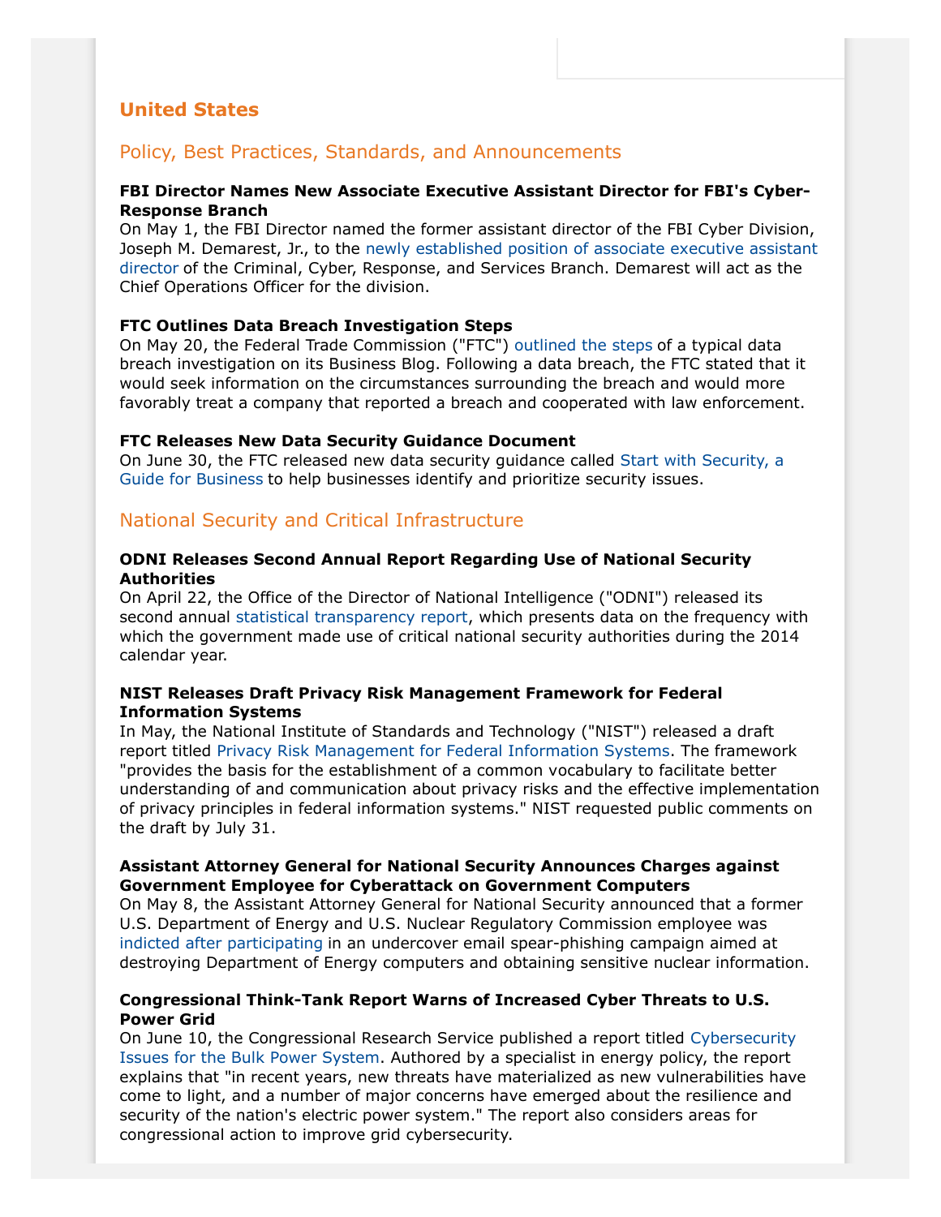## United States

### Policy, Best Practices, Standards, and Announcements

**FBI Director Names New Associate Executive Assistant Director for FBI's Cyber-Response Branch**

On May 1, the FBI Director named the former assistant director of the FBI Cyber Division, Joseph M. Demarest, Jr., to the newly established position of associate executive assistant director of the Criminal, Cyber, Response, and Services Branch. Demarest will act as the Chief Operations Officer for the division.

**FTC Outlines Data Breach Investigation Steps**

On May 20, the Federal Trade Commission ("FTC") outlined the steps of a typical data breach investigation on its Business Blog. Following a data breach, the FTC stated that it would seek information on the circumstances surrounding the breach and would more favorably treat a company that reported a breach and cooperated with law enforcement.

**FTC Releases New Data Security Guidance Document**

On June 30, the FTC released new data security guidance called Start with Security, a Guide for Business to help businesses identify and prioritize security issues.

### National Security and Critical Infrastructure

**ODNI Releases Second Annual Report Regarding Use of National Security Authorities**

On April 22, the Office of the Director of National Intelligence ("ODNI") released its second annual statistical transparency report, which presents data on the frequency with which the government made use of critical national security authorities during the 2014 calendar year.

**NIST Releases Draft Privacy Risk Management Framework for Federal Information Systems**

In May, the National Institute of Standards and Technology ("NIST") released a draft report titled Privacy Risk Management for Federal Information Systems. The framework "provides the basis for the establishment of a common vocabulary to facilitate better understanding of and communication about privacy risks and the effective implementation of privacy principles in federal information systems." NIST requested public comments on the draft by July 31.

**Assistant Attorney General for National Security Announces Charges against Government Employee for Cyberattack on Government Computers**

On May 8, the Assistant Attorney General for National Security announced that a former U.S. Department of Energy and U.S. Nuclear Regulatory Commission employee was indicted after participating in an undercover email spear-phishing campaign aimed at destroying Department of Energy computers and obtaining sensitive nuclear information.

**Congressional Think-Tank Report Warns of Increased Cyber Threats to U.S. Power Grid**

On June 10, the Congressional Research Service published a report titled Cybersecurity Issues for the Bulk Power System. Authored by a specialist in energy policy, the report explains that "in recent years, new threats have materialized as new vulnerabilities have come to light, and a number of major concerns have emerged about the resilience and security of the nation's electric power system." The report also considers areas for congressional action to improve grid cybersecurity.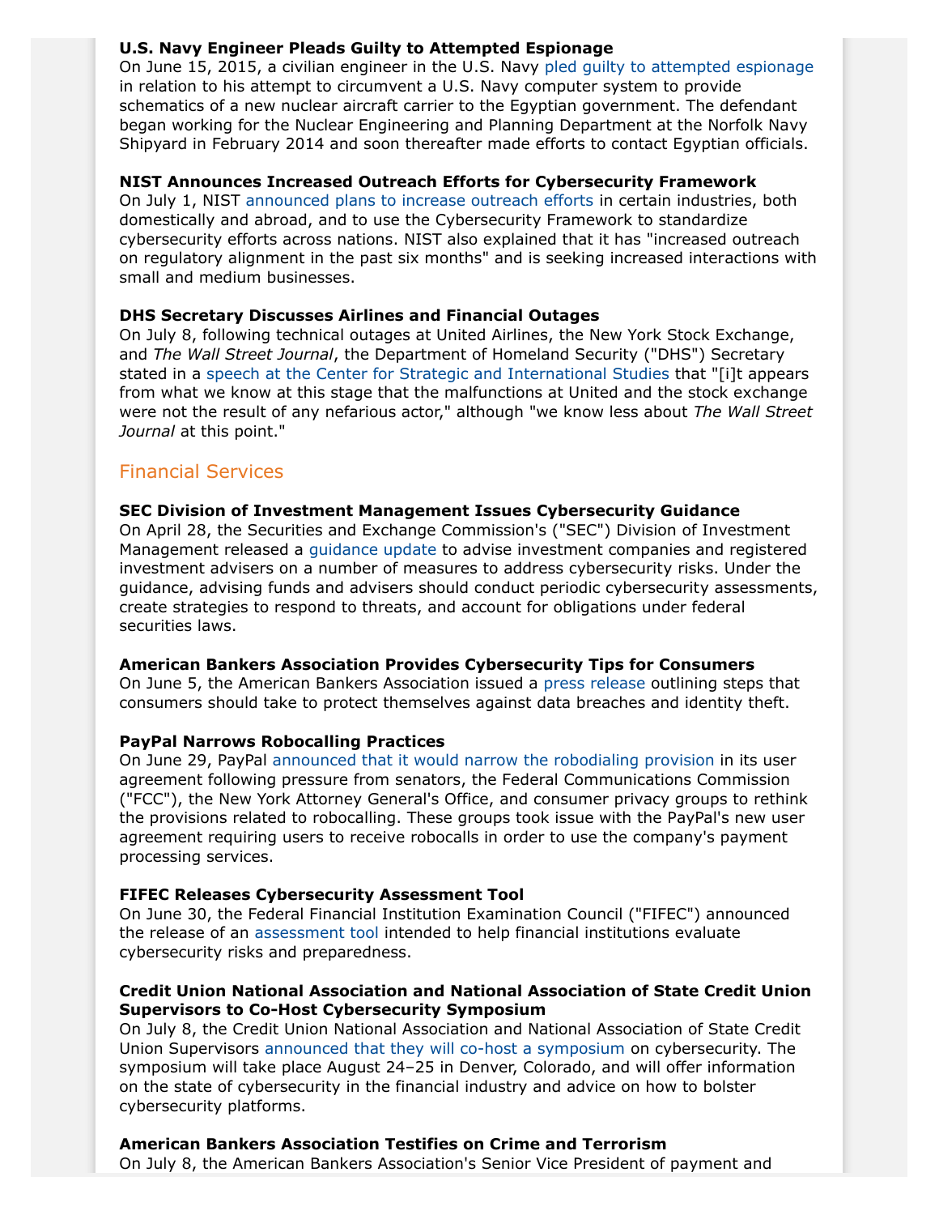**U.S. Navy Engineer Pleads Guilty to Attempted Espionage**
On June 15, 2015, a civilian engineer in the U.S. Navy pled guilty to attempted espionage in relation to his attempt to circumvent a U.S. Navy computer system to provide schematics of a new nuclear aircraft carrier to the Egyptian government. The defendant began working for the Nuclear Engineering and Planning Department at the Norfolk Navy Shipyard in February 2014 and soon thereafter made efforts to contact Egyptian officials.

**NIST Announces Increased Outreach Efforts for Cybersecurity Framework**
On July 1, NIST announced plans to increase outreach efforts in certain industries, both domestically and abroad, and to use the Cybersecurity Framework to standardize cybersecurity efforts across nations. NIST also explained that it has "increased outreach on regulatory alignment in the past six months" and is seeking increased interactions with small and medium businesses.

**DHS Secretary Discusses Airlines and Financial Outages**
On July 8, following technical outages at United Airlines, the New York Stock Exchange, and *The Wall Street Journal*, the Department of Homeland Security ("DHS") Secretary stated in a speech at the Center for Strategic and International Studies that "[i]t appears from what we know at this stage that the malfunctions at United and the stock exchange were not the result of any nefarious actor," although "we know less about *The Wall Street Journal* at this point."

## Financial Services

**SEC Division of Investment Management Issues Cybersecurity Guidance**
On April 28, the Securities and Exchange Commission's ("SEC") Division of Investment Management released a guidance update to advise investment companies and registered investment advisers on a number of measures to address cybersecurity risks. Under the guidance, advising funds and advisers should conduct periodic cybersecurity assessments, create strategies to respond to threats, and account for obligations under federal securities laws.

**American Bankers Association Provides Cybersecurity Tips for Consumers**
On June 5, the American Bankers Association issued a press release outlining steps that consumers should take to protect themselves against data breaches and identity theft.

**PayPal Narrows Robocalling Practices**
On June 29, PayPal announced that it would narrow the robodialing provision in its user agreement following pressure from senators, the Federal Communications Commission ("FCC"), the New York Attorney General's Office, and consumer privacy groups to rethink the provisions related to robocalling. These groups took issue with the PayPal's new user agreement requiring users to receive robocalls in order to use the company's payment processing services.

**FIFEC Releases Cybersecurity Assessment Tool**
On June 30, the Federal Financial Institution Examination Council ("FIFEC") announced the release of an assessment tool intended to help financial institutions evaluate cybersecurity risks and preparedness.

**Credit Union National Association and National Association of State Credit Union Supervisors to Co-Host Cybersecurity Symposium**
On July 8, the Credit Union National Association and National Association of State Credit Union Supervisors announced that they will co-host a symposium on cybersecurity. The symposium will take place August 24–25 in Denver, Colorado, and will offer information on the state of cybersecurity in the financial industry and advice on how to bolster cybersecurity platforms.

**American Bankers Association Testifies on Crime and Terrorism**
On July 8, the American Bankers Association's Senior Vice President of payment and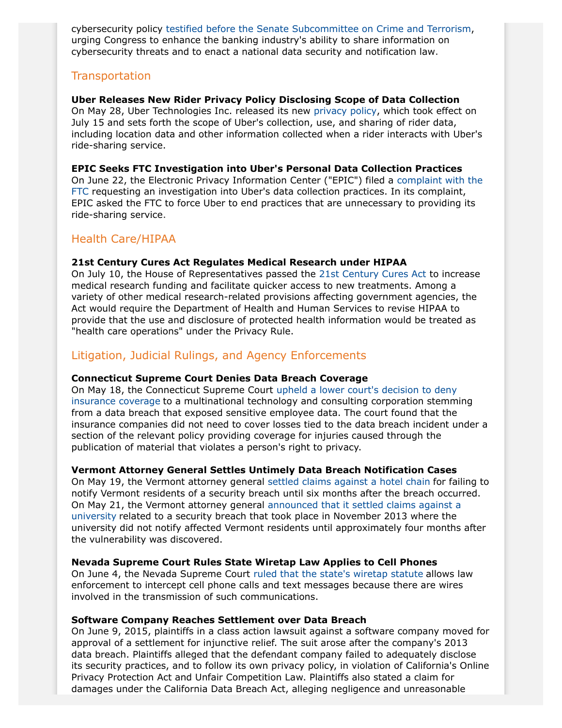cybersecurity policy testified before the Senate Subcommittee on Crime and Terrorism, urging Congress to enhance the banking industry's ability to share information on cybersecurity threats and to enact a national data security and notification law.

## Transportation

**Uber Releases New Rider Privacy Policy Disclosing Scope of Data Collection**
On May 28, Uber Technologies Inc. released its new privacy policy, which took effect on July 15 and sets forth the scope of Uber's collection, use, and sharing of rider data, including location data and other information collected when a rider interacts with Uber's ride-sharing service.

**EPIC Seeks FTC Investigation into Uber's Personal Data Collection Practices**
On June 22, the Electronic Privacy Information Center ("EPIC") filed a complaint with the FTC requesting an investigation into Uber's data collection practices. In its complaint, EPIC asked the FTC to force Uber to end practices that are unnecessary to providing its ride-sharing service.

## Health Care/HIPAA

**21st Century Cures Act Regulates Medical Research under HIPAA**
On July 10, the House of Representatives passed the 21st Century Cures Act to increase medical research funding and facilitate quicker access to new treatments. Among a variety of other medical research-related provisions affecting government agencies, the Act would require the Department of Health and Human Services to revise HIPAA to provide that the use and disclosure of protected health information would be treated as "health care operations" under the Privacy Rule.

## Litigation, Judicial Rulings, and Agency Enforcements

**Connecticut Supreme Court Denies Data Breach Coverage**
On May 18, the Connecticut Supreme Court upheld a lower court's decision to deny insurance coverage to a multinational technology and consulting corporation stemming from a data breach that exposed sensitive employee data. The court found that the insurance companies did not need to cover losses tied to the data breach incident under a section of the relevant policy providing coverage for injuries caused through the publication of material that violates a person's right to privacy.

**Vermont Attorney General Settles Untimely Data Breach Notification Cases**
On May 19, the Vermont attorney general settled claims against a hotel chain for failing to notify Vermont residents of a security breach until six months after the breach occurred. On May 21, the Vermont attorney general announced that it settled claims against a university related to a security breach that took place in November 2013 where the university did not notify affected Vermont residents until approximately four months after the vulnerability was discovered.

**Nevada Supreme Court Rules State Wiretap Law Applies to Cell Phones**
On June 4, the Nevada Supreme Court ruled that the state's wiretap statute allows law enforcement to intercept cell phone calls and text messages because there are wires involved in the transmission of such communications.

**Software Company Reaches Settlement over Data Breach**
On June 9, 2015, plaintiffs in a class action lawsuit against a software company moved for approval of a settlement for injunctive relief. The suit arose after the company's 2013 data breach. Plaintiffs alleged that the defendant company failed to adequately disclose its security practices, and to follow its own privacy policy, in violation of California's Online Privacy Protection Act and Unfair Competition Law. Plaintiffs also stated a claim for damages under the California Data Breach Act, alleging negligence and unreasonable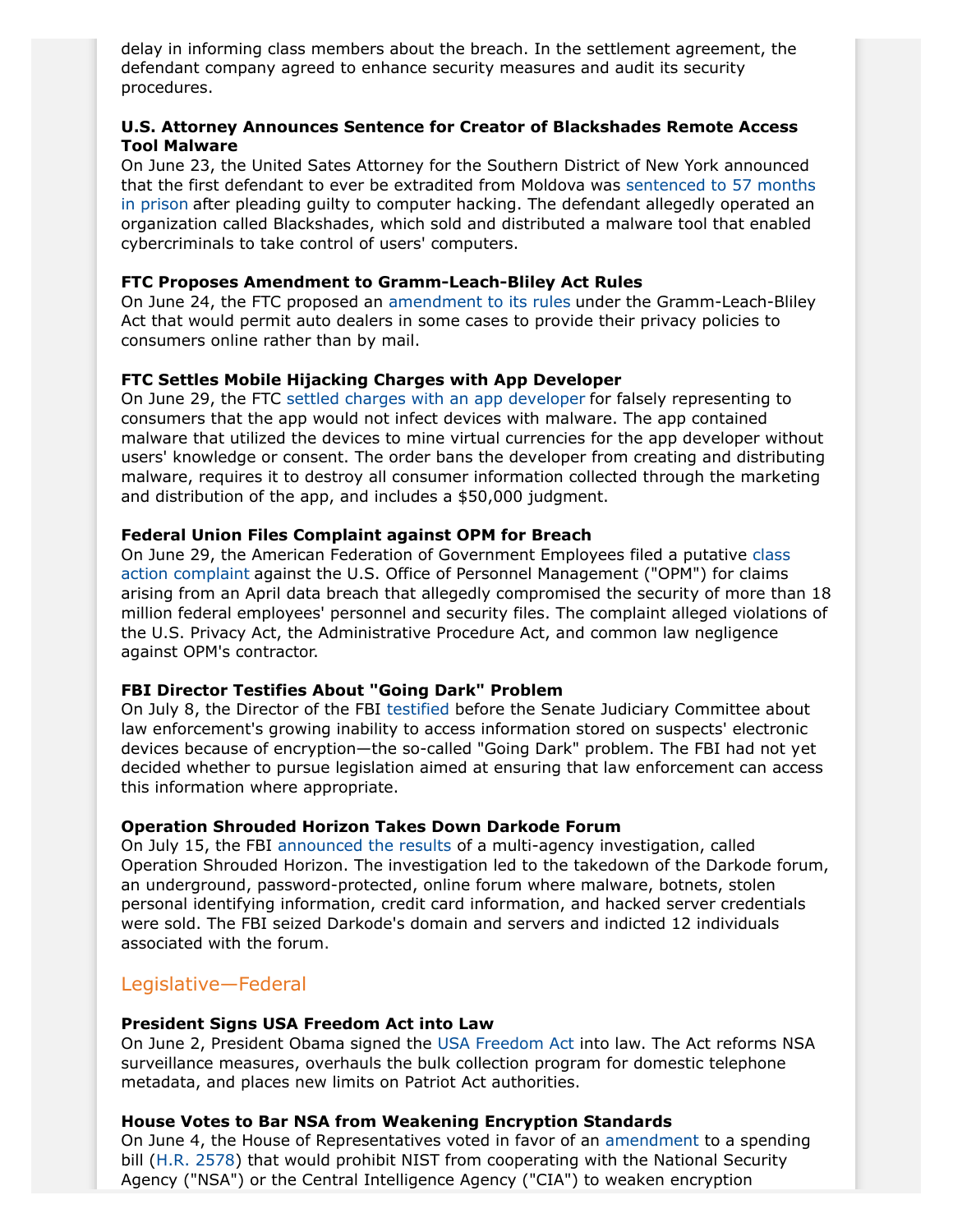delay in informing class members about the breach. In the settlement agreement, the defendant company agreed to enhance security measures and audit its security procedures.

**U.S. Attorney Announces Sentence for Creator of Blackshades Remote Access Tool Malware**
On June 23, the United Sates Attorney for the Southern District of New York announced that the first defendant to ever be extradited from Moldova was sentenced to 57 months in prison after pleading guilty to computer hacking. The defendant allegedly operated an organization called Blackshades, which sold and distributed a malware tool that enabled cybercriminals to take control of users' computers.

**FTC Proposes Amendment to Gramm-Leach-Bliley Act Rules**
On June 24, the FTC proposed an amendment to its rules under the Gramm-Leach-Bliley Act that would permit auto dealers in some cases to provide their privacy policies to consumers online rather than by mail.

**FTC Settles Mobile Hijacking Charges with App Developer**
On June 29, the FTC settled charges with an app developer for falsely representing to consumers that the app would not infect devices with malware. The app contained malware that utilized the devices to mine virtual currencies for the app developer without users' knowledge or consent. The order bans the developer from creating and distributing malware, requires it to destroy all consumer information collected through the marketing and distribution of the app, and includes a $50,000 judgment.

**Federal Union Files Complaint against OPM for Breach**
On June 29, the American Federation of Government Employees filed a putative class action complaint against the U.S. Office of Personnel Management ("OPM") for claims arising from an April data breach that allegedly compromised the security of more than 18 million federal employees' personnel and security files. The complaint alleged violations of the U.S. Privacy Act, the Administrative Procedure Act, and common law negligence against OPM's contractor.

**FBI Director Testifies About "Going Dark" Problem**
On July 8, the Director of the FBI testified before the Senate Judiciary Committee about law enforcement's growing inability to access information stored on suspects' electronic devices because of encryption—the so-called "Going Dark" problem. The FBI had not yet decided whether to pursue legislation aimed at ensuring that law enforcement can access this information where appropriate.

**Operation Shrouded Horizon Takes Down Darkode Forum**
On July 15, the FBI announced the results of a multi-agency investigation, called Operation Shrouded Horizon. The investigation led to the takedown of the Darkode forum, an underground, password-protected, online forum where malware, botnets, stolen personal identifying information, credit card information, and hacked server credentials were sold. The FBI seized Darkode's domain and servers and indicted 12 individuals associated with the forum.

## Legislative—Federal

**President Signs USA Freedom Act into Law**
On June 2, President Obama signed the USA Freedom Act into law. The Act reforms NSA surveillance measures, overhauls the bulk collection program for domestic telephone metadata, and places new limits on Patriot Act authorities.

**House Votes to Bar NSA from Weakening Encryption Standards**
On June 4, the House of Representatives voted in favor of an amendment to a spending bill (H.R. 2578) that would prohibit NIST from cooperating with the National Security Agency ("NSA") or the Central Intelligence Agency ("CIA") to weaken encryption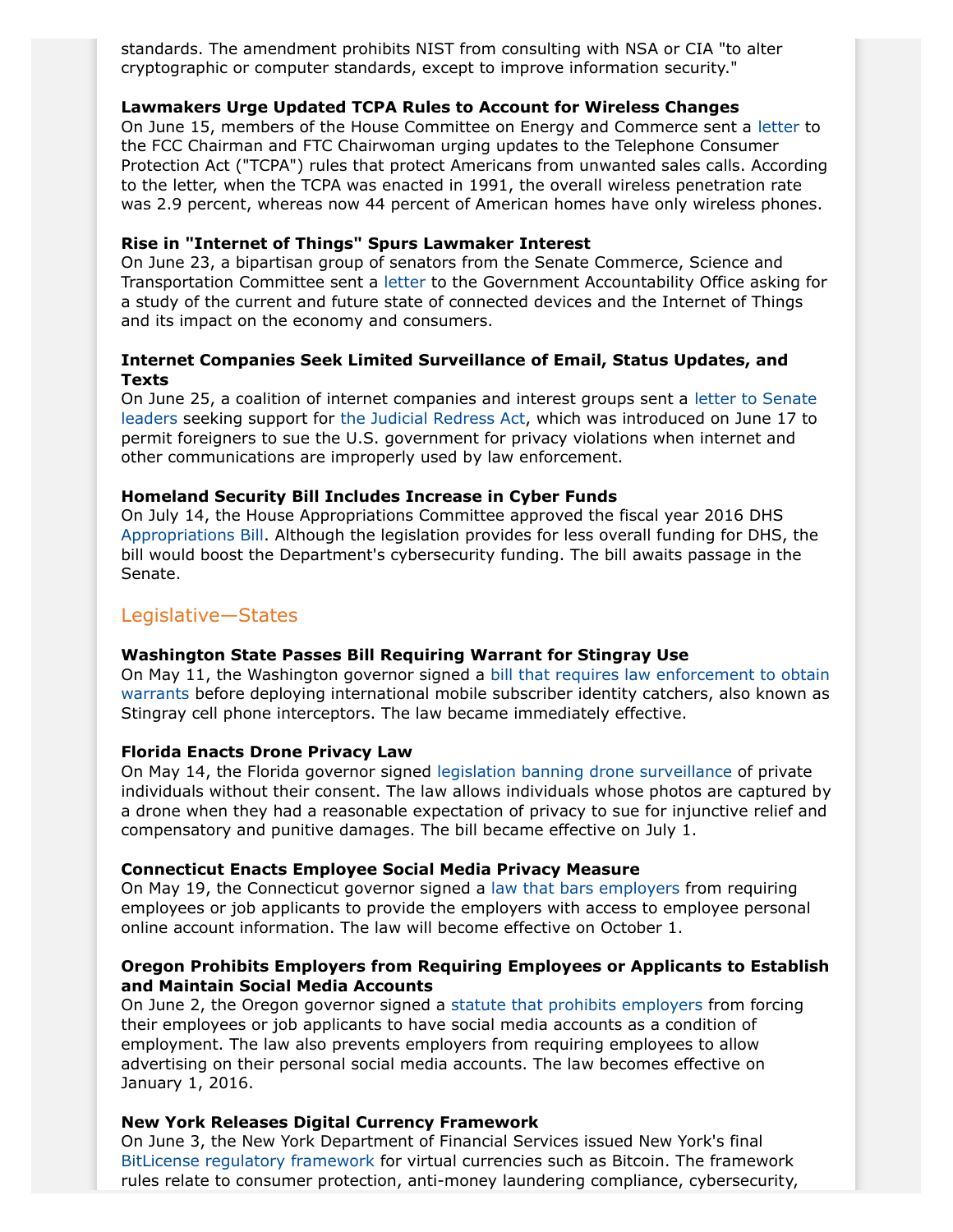standards. The amendment prohibits NIST from consulting with NSA or CIA "to alter cryptographic or computer standards, except to improve information security."

**Lawmakers Urge Updated TCPA Rules to Account for Wireless Changes**
On June 15, members of the House Committee on Energy and Commerce sent a letter to the FCC Chairman and FTC Chairwoman urging updates to the Telephone Consumer Protection Act ("TCPA") rules that protect Americans from unwanted sales calls. According to the letter, when the TCPA was enacted in 1991, the overall wireless penetration rate was 2.9 percent, whereas now 44 percent of American homes have only wireless phones.

**Rise in "Internet of Things" Spurs Lawmaker Interest**
On June 23, a bipartisan group of senators from the Senate Commerce, Science and Transportation Committee sent a letter to the Government Accountability Office asking for a study of the current and future state of connected devices and the Internet of Things and its impact on the economy and consumers.

**Internet Companies Seek Limited Surveillance of Email, Status Updates, and Texts**
On June 25, a coalition of internet companies and interest groups sent a letter to Senate leaders seeking support for the Judicial Redress Act, which was introduced on June 17 to permit foreigners to sue the U.S. government for privacy violations when internet and other communications are improperly used by law enforcement.

**Homeland Security Bill Includes Increase in Cyber Funds**
On July 14, the House Appropriations Committee approved the fiscal year 2016 DHS Appropriations Bill. Although the legislation provides for less overall funding for DHS, the bill would boost the Department's cybersecurity funding. The bill awaits passage in the Senate.

## Legislative—States

**Washington State Passes Bill Requiring Warrant for Stingray Use**
On May 11, the Washington governor signed a bill that requires law enforcement to obtain warrants before deploying international mobile subscriber identity catchers, also known as Stingray cell phone interceptors. The law became immediately effective.

**Florida Enacts Drone Privacy Law**
On May 14, the Florida governor signed legislation banning drone surveillance of private individuals without their consent. The law allows individuals whose photos are captured by a drone when they had a reasonable expectation of privacy to sue for injunctive relief and compensatory and punitive damages. The bill became effective on July 1.

**Connecticut Enacts Employee Social Media Privacy Measure**
On May 19, the Connecticut governor signed a law that bars employers from requiring employees or job applicants to provide the employers with access to employee personal online account information. The law will become effective on October 1.

**Oregon Prohibits Employers from Requiring Employees or Applicants to Establish and Maintain Social Media Accounts**
On June 2, the Oregon governor signed a statute that prohibits employers from forcing their employees or job applicants to have social media accounts as a condition of employment. The law also prevents employers from requiring employees to allow advertising on their personal social media accounts. The law becomes effective on January 1, 2016.

**New York Releases Digital Currency Framework**
On June 3, the New York Department of Financial Services issued New York's final BitLicense regulatory framework for virtual currencies such as Bitcoin. The framework rules relate to consumer protection, anti-money laundering compliance, cybersecurity,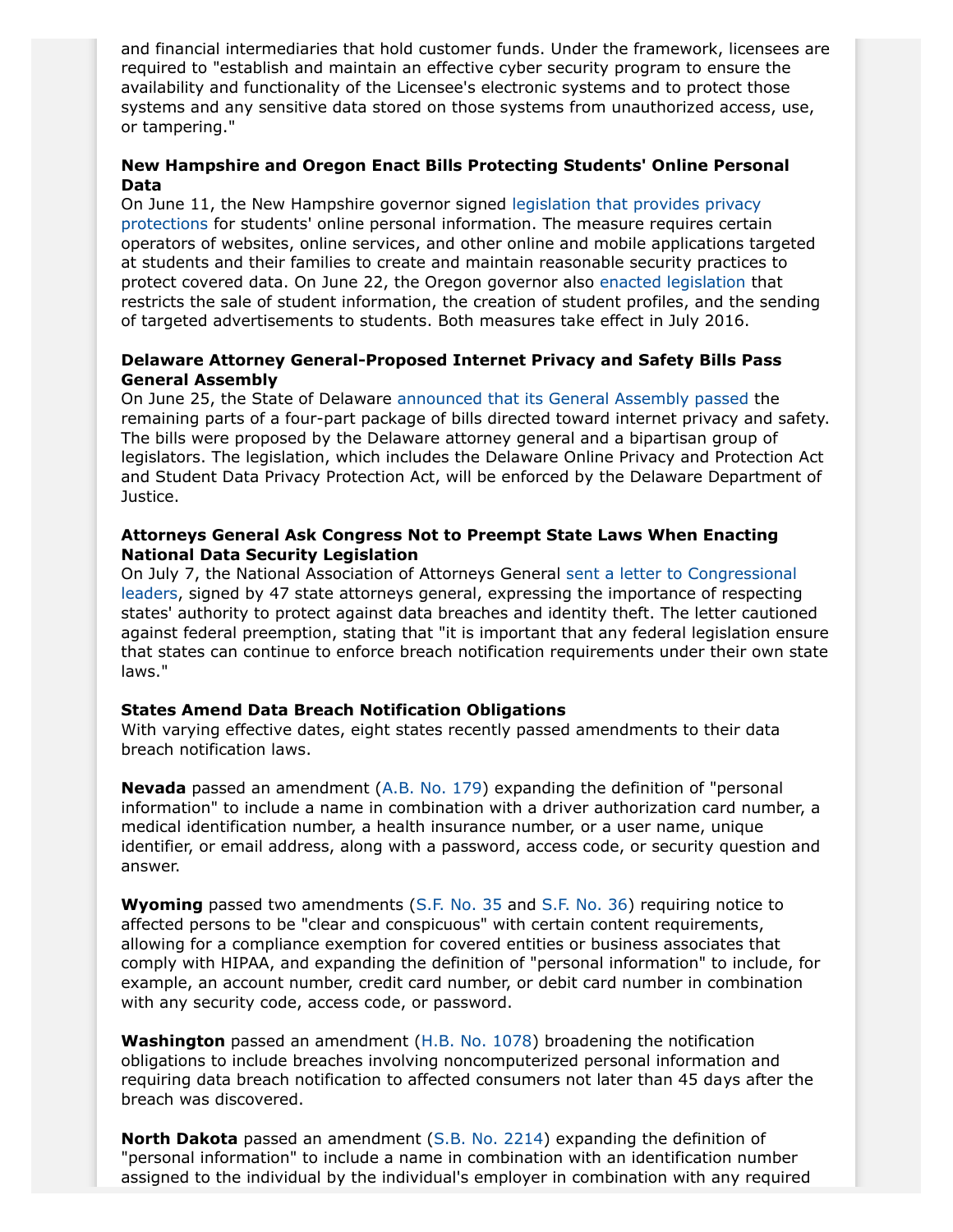and financial intermediaries that hold customer funds. Under the framework, licensees are required to "establish and maintain an effective cyber security program to ensure the availability and functionality of the Licensee's electronic systems and to protect those systems and any sensitive data stored on those systems from unauthorized access, use, or tampering."

**New Hampshire and Oregon Enact Bills Protecting Students' Online Personal Data**

On June 11, the New Hampshire governor signed legislation that provides privacy protections for students' online personal information. The measure requires certain operators of websites, online services, and other online and mobile applications targeted at students and their families to create and maintain reasonable security practices to protect covered data. On June 22, the Oregon governor also enacted legislation that restricts the sale of student information, the creation of student profiles, and the sending of targeted advertisements to students. Both measures take effect in July 2016.

**Delaware Attorney General-Proposed Internet Privacy and Safety Bills Pass General Assembly**

On June 25, the State of Delaware announced that its General Assembly passed the remaining parts of a four-part package of bills directed toward internet privacy and safety. The bills were proposed by the Delaware attorney general and a bipartisan group of legislators. The legislation, which includes the Delaware Online Privacy and Protection Act and Student Data Privacy Protection Act, will be enforced by the Delaware Department of Justice.

**Attorneys General Ask Congress Not to Preempt State Laws When Enacting National Data Security Legislation**

On July 7, the National Association of Attorneys General sent a letter to Congressional leaders, signed by 47 state attorneys general, expressing the importance of respecting states' authority to protect against data breaches and identity theft. The letter cautioned against federal preemption, stating that "it is important that any federal legislation ensure that states can continue to enforce breach notification requirements under their own state laws."

**States Amend Data Breach Notification Obligations**

With varying effective dates, eight states recently passed amendments to their data breach notification laws.

**Nevada** passed an amendment (A.B. No. 179) expanding the definition of "personal information" to include a name in combination with a driver authorization card number, a medical identification number, a health insurance number, or a user name, unique identifier, or email address, along with a password, access code, or security question and answer.

**Wyoming** passed two amendments (S.F. No. 35 and S.F. No. 36) requiring notice to affected persons to be "clear and conspicuous" with certain content requirements, allowing for a compliance exemption for covered entities or business associates that comply with HIPAA, and expanding the definition of "personal information" to include, for example, an account number, credit card number, or debit card number in combination with any security code, access code, or password.

**Washington** passed an amendment (H.B. No. 1078) broadening the notification obligations to include breaches involving noncomputerized personal information and requiring data breach notification to affected consumers not later than 45 days after the breach was discovered.

**North Dakota** passed an amendment (S.B. No. 2214) expanding the definition of "personal information" to include a name in combination with an identification number assigned to the individual by the individual's employer in combination with any required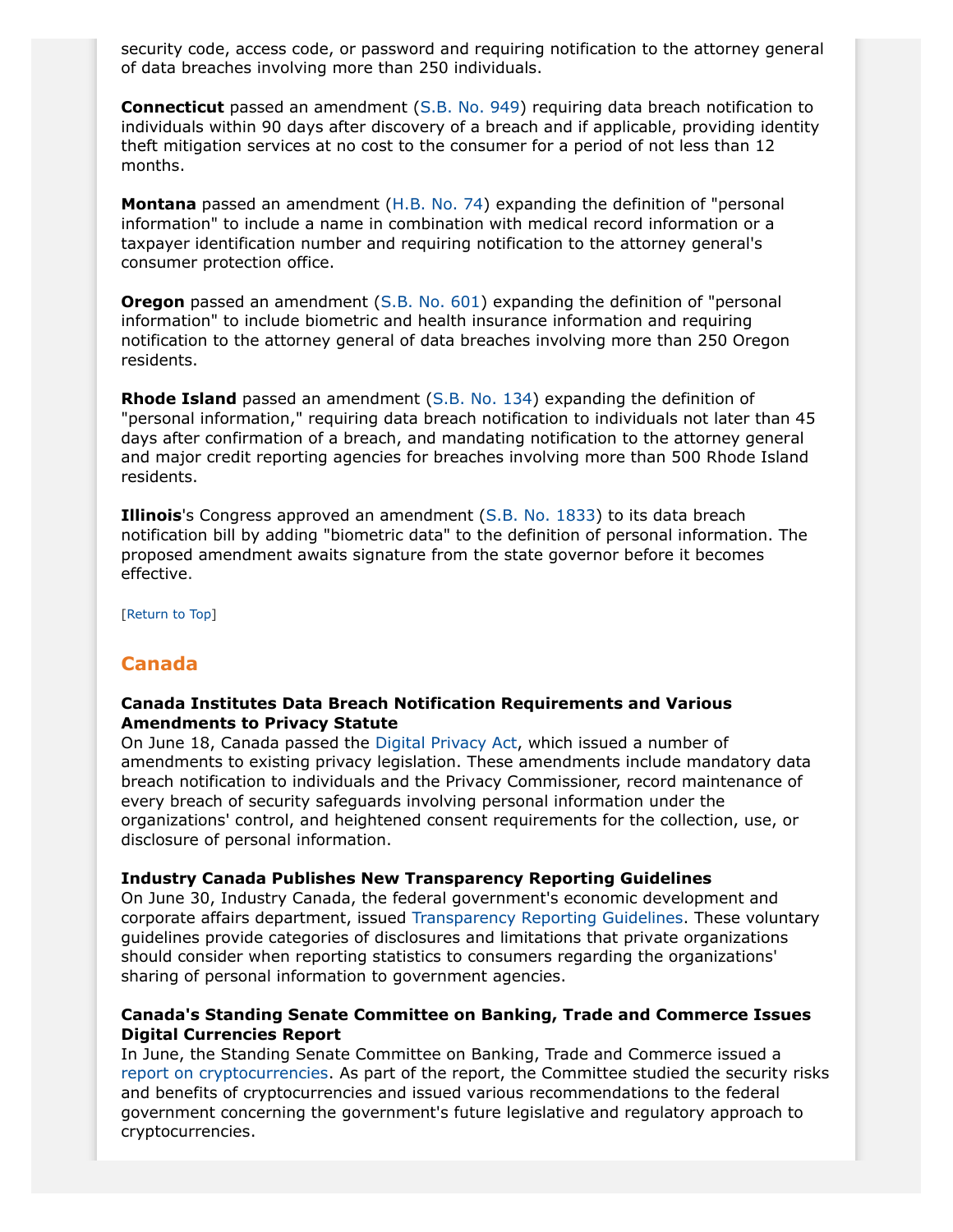security code, access code, or password and requiring notification to the attorney general of data breaches involving more than 250 individuals.

**Connecticut** passed an amendment (S.B. No. 949) requiring data breach notification to individuals within 90 days after discovery of a breach and if applicable, providing identity theft mitigation services at no cost to the consumer for a period of not less than 12 months.

**Montana** passed an amendment (H.B. No. 74) expanding the definition of "personal information" to include a name in combination with medical record information or a taxpayer identification number and requiring notification to the attorney general's consumer protection office.

**Oregon** passed an amendment (S.B. No. 601) expanding the definition of "personal information" to include biometric and health insurance information and requiring notification to the attorney general of data breaches involving more than 250 Oregon residents.

**Rhode Island** passed an amendment (S.B. No. 134) expanding the definition of "personal information," requiring data breach notification to individuals not later than 45 days after confirmation of a breach, and mandating notification to the attorney general and major credit reporting agencies for breaches involving more than 500 Rhode Island residents.

**Illinois**'s Congress approved an amendment (S.B. No. 1833) to its data breach notification bill by adding "biometric data" to the definition of personal information. The proposed amendment awaits signature from the state governor before it becomes effective.

[Return to Top]

## Canada

**Canada Institutes Data Breach Notification Requirements and Various Amendments to Privacy Statute**

On June 18, Canada passed the Digital Privacy Act, which issued a number of amendments to existing privacy legislation. These amendments include mandatory data breach notification to individuals and the Privacy Commissioner, record maintenance of every breach of security safeguards involving personal information under the organizations' control, and heightened consent requirements for the collection, use, or disclosure of personal information.

**Industry Canada Publishes New Transparency Reporting Guidelines**

On June 30, Industry Canada, the federal government's economic development and corporate affairs department, issued Transparency Reporting Guidelines. These voluntary guidelines provide categories of disclosures and limitations that private organizations should consider when reporting statistics to consumers regarding the organizations' sharing of personal information to government agencies.

**Canada's Standing Senate Committee on Banking, Trade and Commerce Issues Digital Currencies Report**

In June, the Standing Senate Committee on Banking, Trade and Commerce issued a report on cryptocurrencies. As part of the report, the Committee studied the security risks and benefits of cryptocurrencies and issued various recommendations to the federal government concerning the government's future legislative and regulatory approach to cryptocurrencies.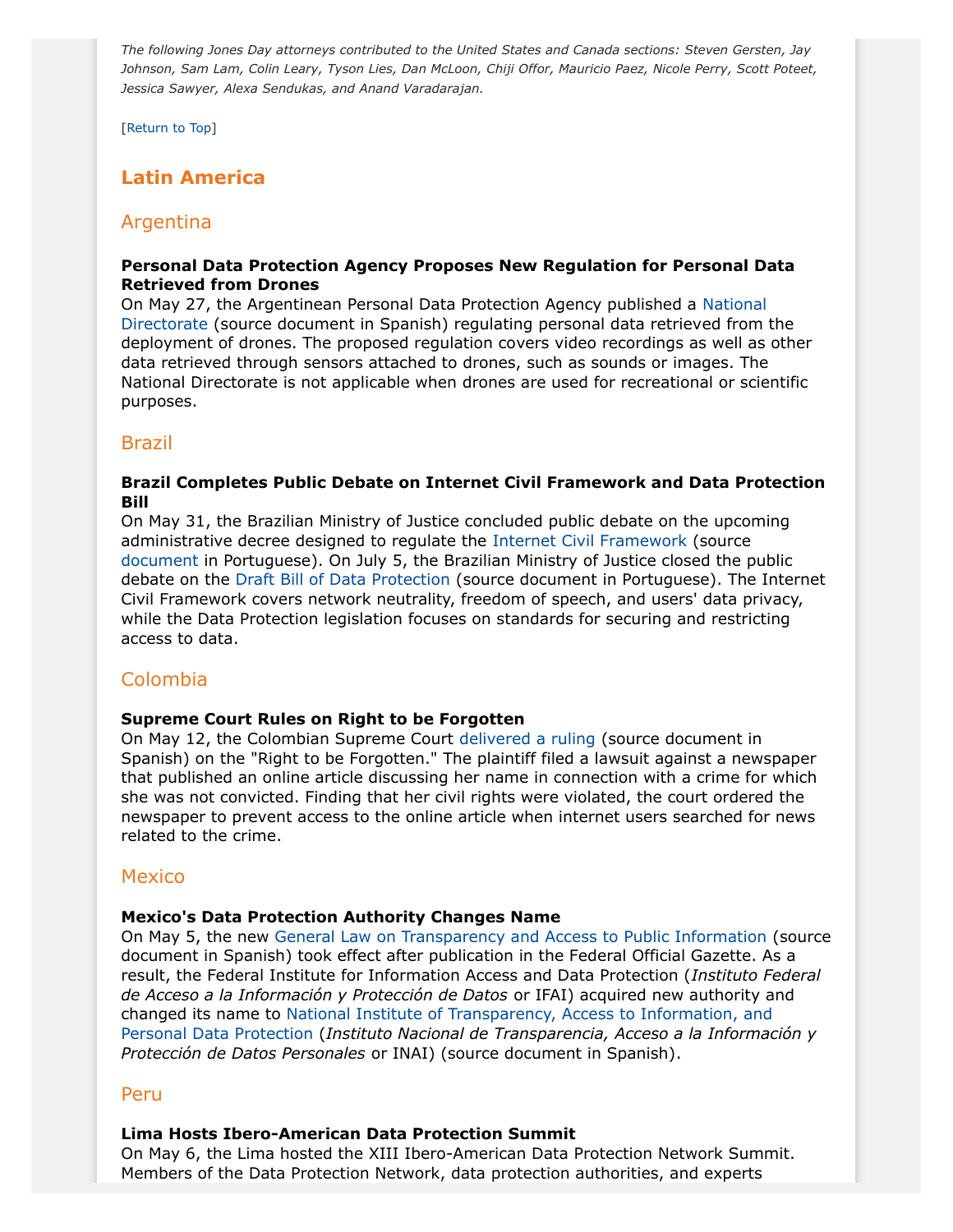*The following Jones Day attorneys contributed to the United States and Canada sections: Steven Gersten, Jay Johnson, Sam Lam, Colin Leary, Tyson Lies, Dan McLoon, Chiji Offor, Mauricio Paez, Nicole Perry, Scott Poteet, Jessica Sawyer, Alexa Sendukas, and Anand Varadarajan.*

[Return to Top]

## Latin America

### Argentina

**Personal Data Protection Agency Proposes New Regulation for Personal Data Retrieved from Drones**

On May 27, the Argentinean Personal Data Protection Agency published a National Directorate (source document in Spanish) regulating personal data retrieved from the deployment of drones. The proposed regulation covers video recordings as well as other data retrieved through sensors attached to drones, such as sounds or images. The National Directorate is not applicable when drones are used for recreational or scientific purposes.

### Brazil

**Brazil Completes Public Debate on Internet Civil Framework and Data Protection Bill**

On May 31, the Brazilian Ministry of Justice concluded public debate on the upcoming administrative decree designed to regulate the Internet Civil Framework (source document in Portuguese). On July 5, the Brazilian Ministry of Justice closed the public debate on the Draft Bill of Data Protection (source document in Portuguese). The Internet Civil Framework covers network neutrality, freedom of speech, and users' data privacy, while the Data Protection legislation focuses on standards for securing and restricting access to data.

### Colombia

**Supreme Court Rules on Right to be Forgotten**

On May 12, the Colombian Supreme Court delivered a ruling (source document in Spanish) on the "Right to be Forgotten." The plaintiff filed a lawsuit against a newspaper that published an online article discussing her name in connection with a crime for which she was not convicted. Finding that her civil rights were violated, the court ordered the newspaper to prevent access to the online article when internet users searched for news related to the crime.

### Mexico

**Mexico's Data Protection Authority Changes Name**

On May 5, the new General Law on Transparency and Access to Public Information (source document in Spanish) took effect after publication in the Federal Official Gazette. As a result, the Federal Institute for Information Access and Data Protection (*Instituto Federal de Acceso a la Información y Protección de Datos* or IFAI) acquired new authority and changed its name to National Institute of Transparency, Access to Information, and Personal Data Protection (*Instituto Nacional de Transparencia, Acceso a la Información y Protección de Datos Personales* or INAI) (source document in Spanish).

### Peru

**Lima Hosts Ibero-American Data Protection Summit**

On May 6, the Lima hosted the XIII Ibero-American Data Protection Network Summit. Members of the Data Protection Network, data protection authorities, and experts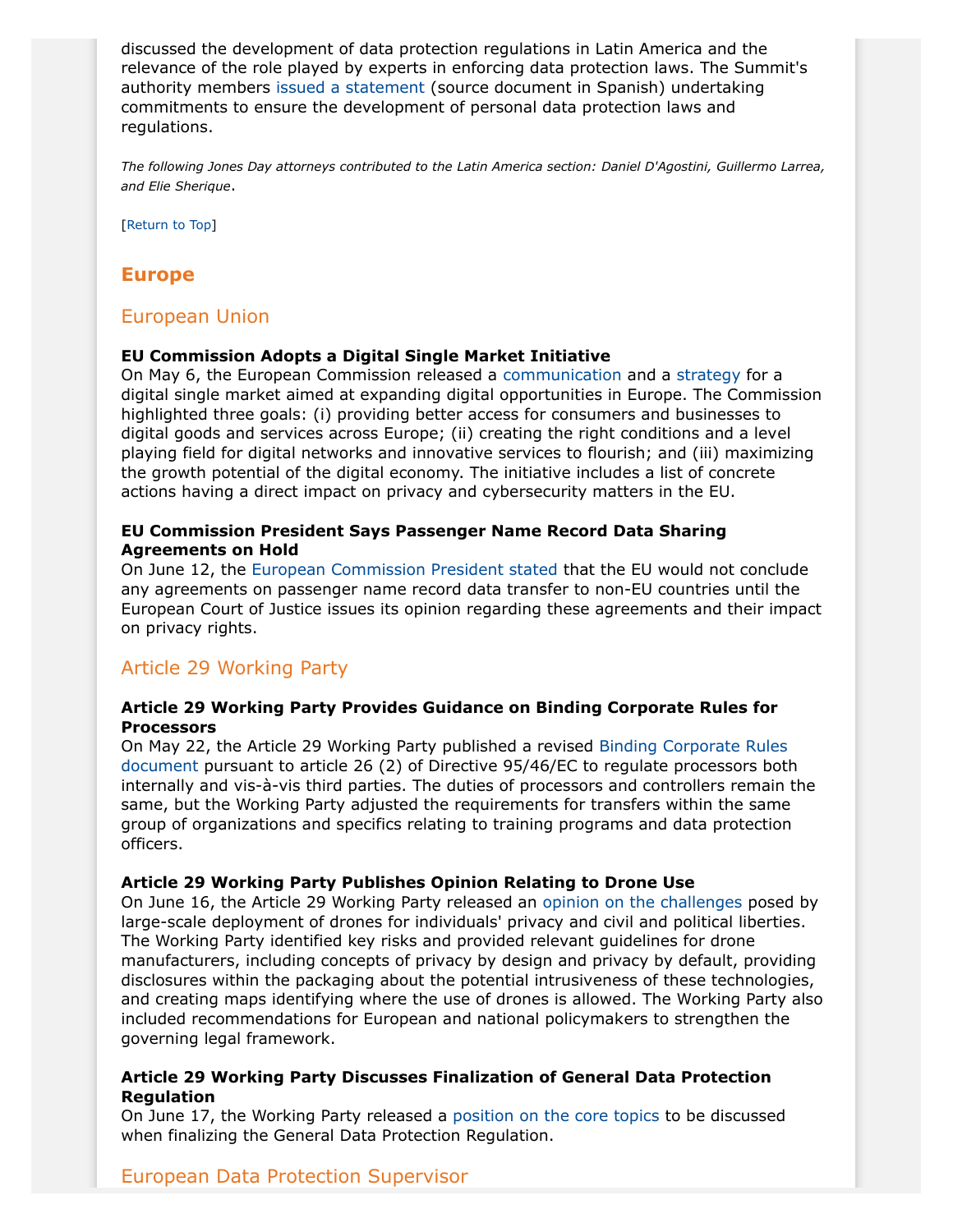discussed the development of data protection regulations in Latin America and the relevance of the role played by experts in enforcing data protection laws. The Summit's authority members issued a statement (source document in Spanish) undertaking commitments to ensure the development of personal data protection laws and regulations.

*The following Jones Day attorneys contributed to the Latin America section: Daniel D'Agostini, Guillermo Larrea, and Elie Sherique*.

[Return to Top]

## Europe

### European Union

**EU Commission Adopts a Digital Single Market Initiative**
On May 6, the European Commission released a communication and a strategy for a digital single market aimed at expanding digital opportunities in Europe. The Commission highlighted three goals: (i) providing better access for consumers and businesses to digital goods and services across Europe; (ii) creating the right conditions and a level playing field for digital networks and innovative services to flourish; and (iii) maximizing the growth potential of the digital economy. The initiative includes a list of concrete actions having a direct impact on privacy and cybersecurity matters in the EU.

**EU Commission President Says Passenger Name Record Data Sharing Agreements on Hold**
On June 12, the European Commission President stated that the EU would not conclude any agreements on passenger name record data transfer to non-EU countries until the European Court of Justice issues its opinion regarding these agreements and their impact on privacy rights.

### Article 29 Working Party

**Article 29 Working Party Provides Guidance on Binding Corporate Rules for Processors**
On May 22, the Article 29 Working Party published a revised Binding Corporate Rules document pursuant to article 26 (2) of Directive 95/46/EC to regulate processors both internally and vis-à-vis third parties. The duties of processors and controllers remain the same, but the Working Party adjusted the requirements for transfers within the same group of organizations and specifics relating to training programs and data protection officers.

**Article 29 Working Party Publishes Opinion Relating to Drone Use**
On June 16, the Article 29 Working Party released an opinion on the challenges posed by large-scale deployment of drones for individuals' privacy and civil and political liberties. The Working Party identified key risks and provided relevant guidelines for drone manufacturers, including concepts of privacy by design and privacy by default, providing disclosures within the packaging about the potential intrusiveness of these technologies, and creating maps identifying where the use of drones is allowed. The Working Party also included recommendations for European and national policymakers to strengthen the governing legal framework.

**Article 29 Working Party Discusses Finalization of General Data Protection Regulation**
On June 17, the Working Party released a position on the core topics to be discussed when finalizing the General Data Protection Regulation.

### European Data Protection Supervisor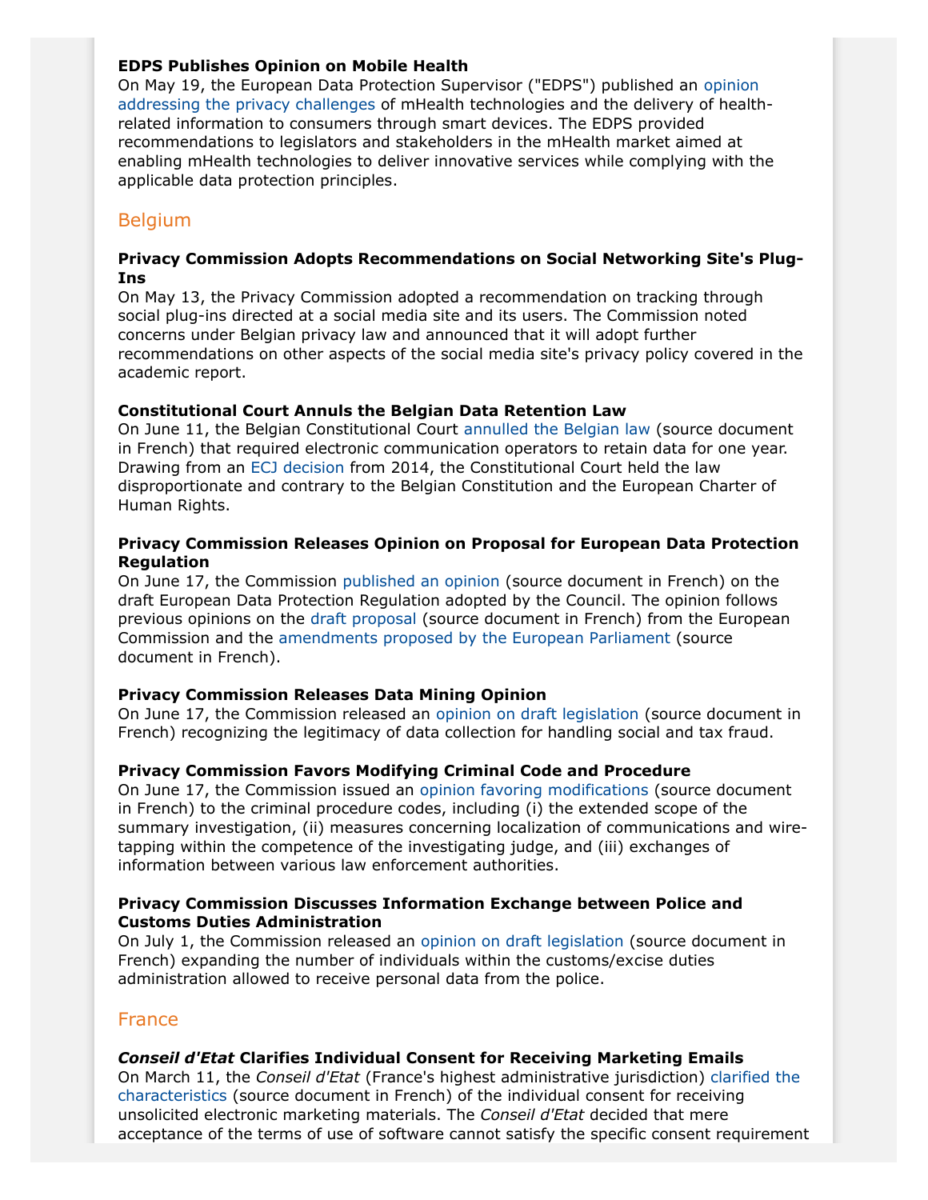**EDPS Publishes Opinion on Mobile Health**

On May 19, the European Data Protection Supervisor ("EDPS") published an opinion addressing the privacy challenges of mHealth technologies and the delivery of health-related information to consumers through smart devices. The EDPS provided recommendations to legislators and stakeholders in the mHealth market aimed at enabling mHealth technologies to deliver innovative services while complying with the applicable data protection principles.

## Belgium

**Privacy Commission Adopts Recommendations on Social Networking Site's Plug-Ins**

On May 13, the Privacy Commission adopted a recommendation on tracking through social plug-ins directed at a social media site and its users. The Commission noted concerns under Belgian privacy law and announced that it will adopt further recommendations on other aspects of the social media site's privacy policy covered in the academic report.

**Constitutional Court Annuls the Belgian Data Retention Law**

On June 11, the Belgian Constitutional Court annulled the Belgian law (source document in French) that required electronic communication operators to retain data for one year. Drawing from an ECJ decision from 2014, the Constitutional Court held the law disproportionate and contrary to the Belgian Constitution and the European Charter of Human Rights.

**Privacy Commission Releases Opinion on Proposal for European Data Protection Regulation**

On June 17, the Commission published an opinion (source document in French) on the draft European Data Protection Regulation adopted by the Council. The opinion follows previous opinions on the draft proposal (source document in French) from the European Commission and the amendments proposed by the European Parliament (source document in French).

**Privacy Commission Releases Data Mining Opinion**

On June 17, the Commission released an opinion on draft legislation (source document in French) recognizing the legitimacy of data collection for handling social and tax fraud.

**Privacy Commission Favors Modifying Criminal Code and Procedure**

On June 17, the Commission issued an opinion favoring modifications (source document in French) to the criminal procedure codes, including (i) the extended scope of the summary investigation, (ii) measures concerning localization of communications and wire-tapping within the competence of the investigating judge, and (iii) exchanges of information between various law enforcement authorities.

**Privacy Commission Discusses Information Exchange between Police and Customs Duties Administration**

On July 1, the Commission released an opinion on draft legislation (source document in French) expanding the number of individuals within the customs/excise duties administration allowed to receive personal data from the police.

## France

***Conseil d'Etat* Clarifies Individual Consent for Receiving Marketing Emails**

On March 11, the *Conseil d'Etat* (France's highest administrative jurisdiction) clarified the characteristics (source document in French) of the individual consent for receiving unsolicited electronic marketing materials. The *Conseil d'Etat* decided that mere acceptance of the terms of use of software cannot satisfy the specific consent requirement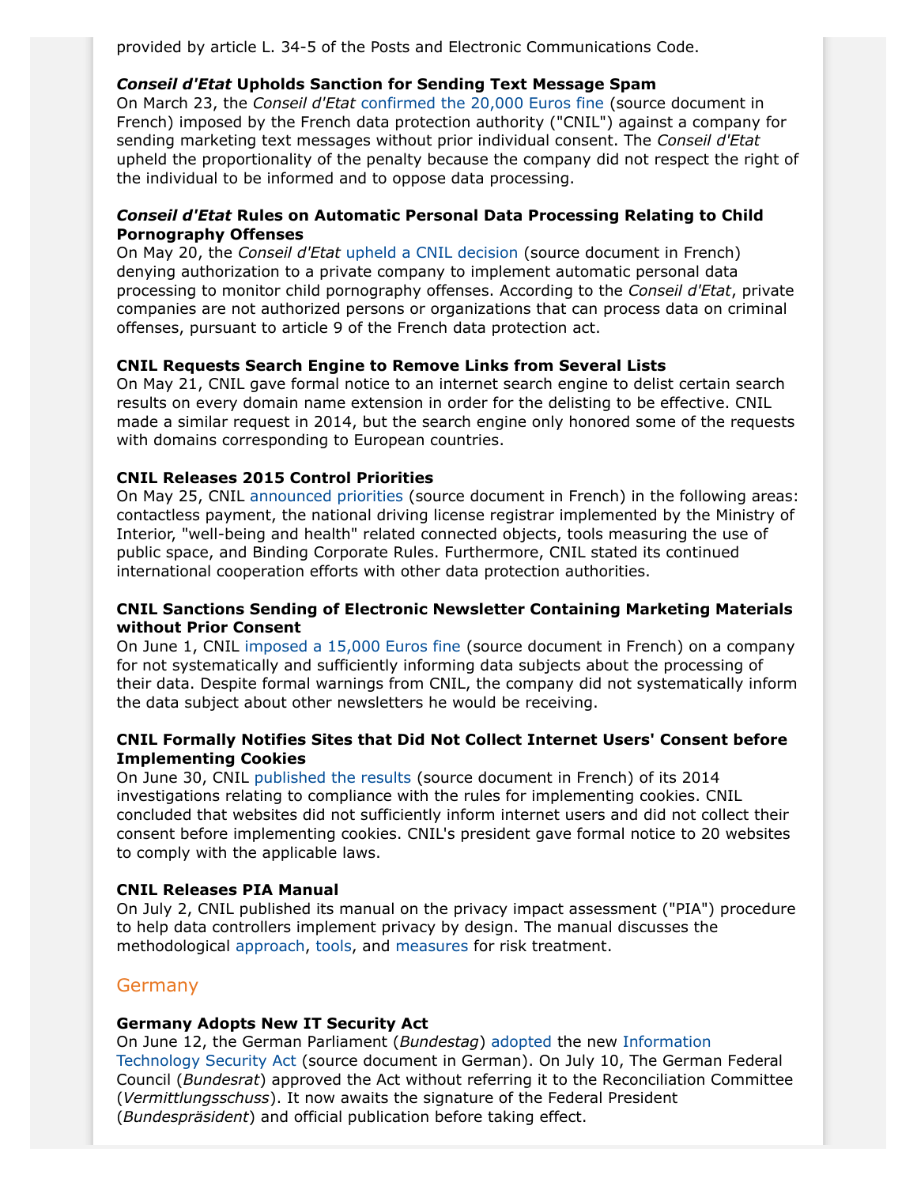provided by article L. 34-5 of the Posts and Electronic Communications Code.

**_Conseil d'Etat_ Upholds Sanction for Sending Text Message Spam**
On March 23, the *Conseil d'Etat* confirmed the 20,000 Euros fine (source document in French) imposed by the French data protection authority ("CNIL") against a company for sending marketing text messages without prior individual consent. The *Conseil d'Etat* upheld the proportionality of the penalty because the company did not respect the right of the individual to be informed and to oppose data processing.

**_Conseil d'Etat_ Rules on Automatic Personal Data Processing Relating to Child Pornography Offenses**
On May 20, the *Conseil d'Etat* upheld a CNIL decision (source document in French) denying authorization to a private company to implement automatic personal data processing to monitor child pornography offenses. According to the *Conseil d'Etat*, private companies are not authorized persons or organizations that can process data on criminal offenses, pursuant to article 9 of the French data protection act.

**CNIL Requests Search Engine to Remove Links from Several Lists**
On May 21, CNIL gave formal notice to an internet search engine to delist certain search results on every domain name extension in order for the delisting to be effective. CNIL made a similar request in 2014, but the search engine only honored some of the requests with domains corresponding to European countries.

**CNIL Releases 2015 Control Priorities**
On May 25, CNIL announced priorities (source document in French) in the following areas: contactless payment, the national driving license registrar implemented by the Ministry of Interior, "well-being and health" related connected objects, tools measuring the use of public space, and Binding Corporate Rules. Furthermore, CNIL stated its continued international cooperation efforts with other data protection authorities.

**CNIL Sanctions Sending of Electronic Newsletter Containing Marketing Materials without Prior Consent**
On June 1, CNIL imposed a 15,000 Euros fine (source document in French) on a company for not systematically and sufficiently informing data subjects about the processing of their data. Despite formal warnings from CNIL, the company did not systematically inform the data subject about other newsletters he would be receiving.

**CNIL Formally Notifies Sites that Did Not Collect Internet Users' Consent before Implementing Cookies**
On June 30, CNIL published the results (source document in French) of its 2014 investigations relating to compliance with the rules for implementing cookies. CNIL concluded that websites did not sufficiently inform internet users and did not collect their consent before implementing cookies. CNIL's president gave formal notice to 20 websites to comply with the applicable laws.

**CNIL Releases PIA Manual**
On July 2, CNIL published its manual on the privacy impact assessment ("PIA") procedure to help data controllers implement privacy by design. The manual discusses the methodological approach, tools, and measures for risk treatment.

## Germany

**Germany Adopts New IT Security Act**
On June 12, the German Parliament (*Bundestag*) adopted the new Information Technology Security Act (source document in German). On July 10, The German Federal Council (*Bundesrat*) approved the Act without referring it to the Reconciliation Committee (*Vermittlungsschuss*). It now awaits the signature of the Federal President (*Bundespräsident*) and official publication before taking effect.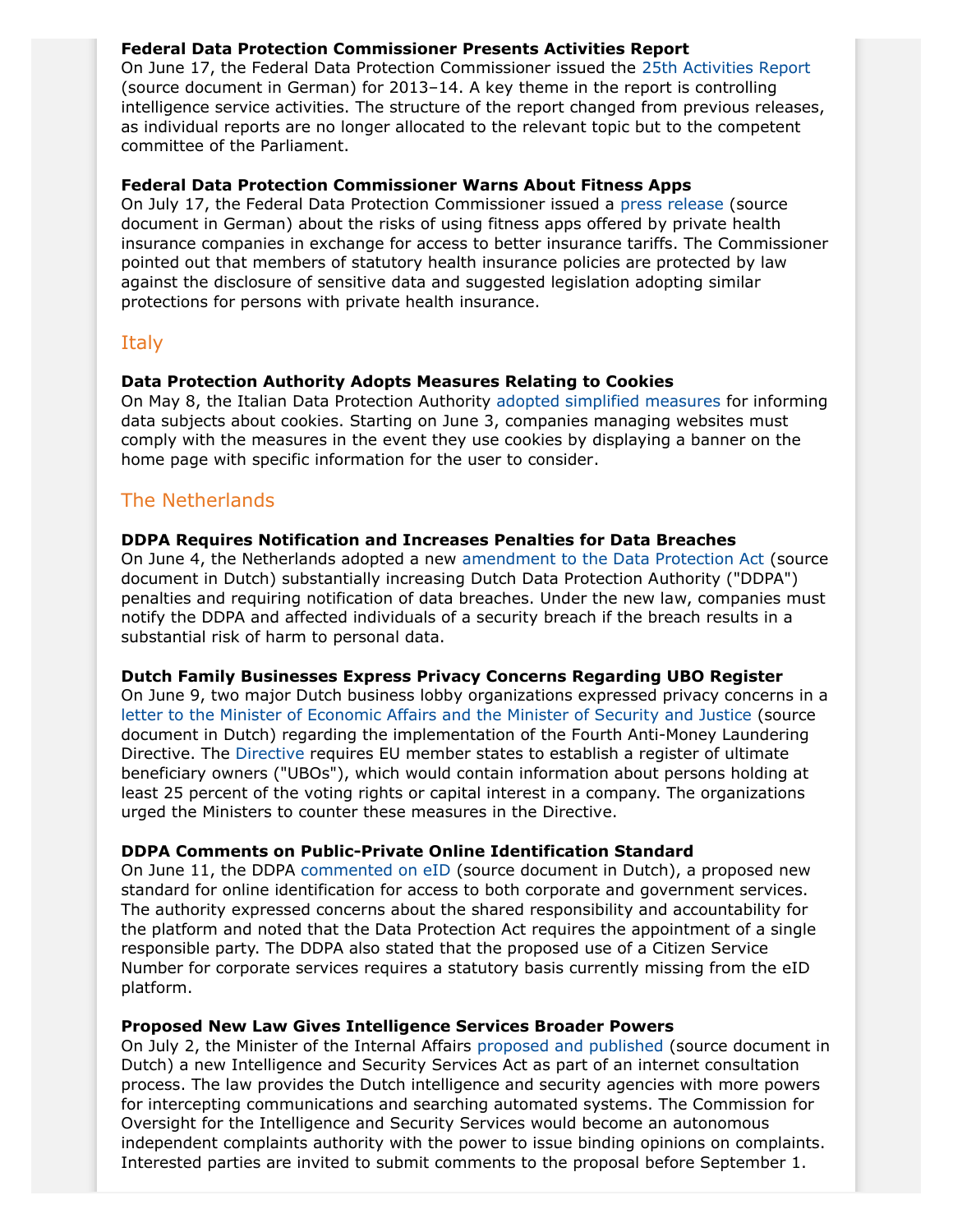**Federal Data Protection Commissioner Presents Activities Report**
On June 17, the Federal Data Protection Commissioner issued the 25th Activities Report (source document in German) for 2013–14. A key theme in the report is controlling intelligence service activities. The structure of the report changed from previous releases, as individual reports are no longer allocated to the relevant topic but to the competent committee of the Parliament.

**Federal Data Protection Commissioner Warns About Fitness Apps**
On July 17, the Federal Data Protection Commissioner issued a press release (source document in German) about the risks of using fitness apps offered by private health insurance companies in exchange for access to better insurance tariffs. The Commissioner pointed out that members of statutory health insurance policies are protected by law against the disclosure of sensitive data and suggested legislation adopting similar protections for persons with private health insurance.

## Italy

**Data Protection Authority Adopts Measures Relating to Cookies**
On May 8, the Italian Data Protection Authority adopted simplified measures for informing data subjects about cookies. Starting on June 3, companies managing websites must comply with the measures in the event they use cookies by displaying a banner on the home page with specific information for the user to consider.

## The Netherlands

**DDPA Requires Notification and Increases Penalties for Data Breaches**
On June 4, the Netherlands adopted a new amendment to the Data Protection Act (source document in Dutch) substantially increasing Dutch Data Protection Authority ("DDPA") penalties and requiring notification of data breaches. Under the new law, companies must notify the DDPA and affected individuals of a security breach if the breach results in a substantial risk of harm to personal data.

**Dutch Family Businesses Express Privacy Concerns Regarding UBO Register**
On June 9, two major Dutch business lobby organizations expressed privacy concerns in a letter to the Minister of Economic Affairs and the Minister of Security and Justice (source document in Dutch) regarding the implementation of the Fourth Anti-Money Laundering Directive. The Directive requires EU member states to establish a register of ultimate beneficiary owners ("UBOs"), which would contain information about persons holding at least 25 percent of the voting rights or capital interest in a company. The organizations urged the Ministers to counter these measures in the Directive.

**DDPA Comments on Public-Private Online Identification Standard**
On June 11, the DDPA commented on eID (source document in Dutch), a proposed new standard for online identification for access to both corporate and government services. The authority expressed concerns about the shared responsibility and accountability for the platform and noted that the Data Protection Act requires the appointment of a single responsible party. The DDPA also stated that the proposed use of a Citizen Service Number for corporate services requires a statutory basis currently missing from the eID platform.

**Proposed New Law Gives Intelligence Services Broader Powers**
On July 2, the Minister of the Internal Affairs proposed and published (source document in Dutch) a new Intelligence and Security Services Act as part of an internet consultation process. The law provides the Dutch intelligence and security agencies with more powers for intercepting communications and searching automated systems. The Commission for Oversight for the Intelligence and Security Services would become an autonomous independent complaints authority with the power to issue binding opinions on complaints. Interested parties are invited to submit comments to the proposal before September 1.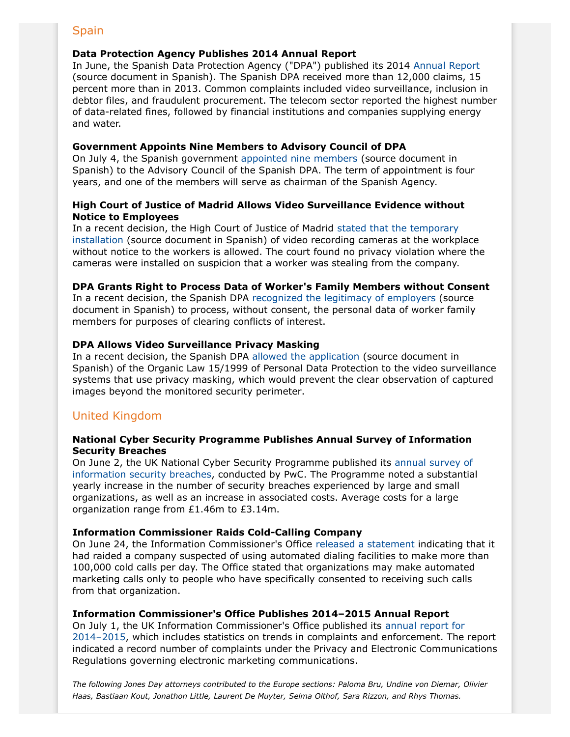## Spain

**Data Protection Agency Publishes 2014 Annual Report**
In June, the Spanish Data Protection Agency ("DPA") published its 2014 Annual Report (source document in Spanish). The Spanish DPA received more than 12,000 claims, 15 percent more than in 2013. Common complaints included video surveillance, inclusion in debtor files, and fraudulent procurement. The telecom sector reported the highest number of data-related fines, followed by financial institutions and companies supplying energy and water.

**Government Appoints Nine Members to Advisory Council of DPA**
On July 4, the Spanish government appointed nine members (source document in Spanish) to the Advisory Council of the Spanish DPA. The term of appointment is four years, and one of the members will serve as chairman of the Spanish Agency.

**High Court of Justice of Madrid Allows Video Surveillance Evidence without Notice to Employees**
In a recent decision, the High Court of Justice of Madrid stated that the temporary installation (source document in Spanish) of video recording cameras at the workplace without notice to the workers is allowed. The court found no privacy violation where the cameras were installed on suspicion that a worker was stealing from the company.

**DPA Grants Right to Process Data of Worker's Family Members without Consent**
In a recent decision, the Spanish DPA recognized the legitimacy of employers (source document in Spanish) to process, without consent, the personal data of worker family members for purposes of clearing conflicts of interest.

**DPA Allows Video Surveillance Privacy Masking**
In a recent decision, the Spanish DPA allowed the application (source document in Spanish) of the Organic Law 15/1999 of Personal Data Protection to the video surveillance systems that use privacy masking, which would prevent the clear observation of captured images beyond the monitored security perimeter.

## United Kingdom

**National Cyber Security Programme Publishes Annual Survey of Information Security Breaches**
On June 2, the UK National Cyber Security Programme published its annual survey of information security breaches, conducted by PwC. The Programme noted a substantial yearly increase in the number of security breaches experienced by large and small organizations, as well as an increase in associated costs. Average costs for a large organization range from £1.46m to £3.14m.

**Information Commissioner Raids Cold-Calling Company**
On June 24, the Information Commissioner's Office released a statement indicating that it had raided a company suspected of using automated dialing facilities to make more than 100,000 cold calls per day. The Office stated that organizations may make automated marketing calls only to people who have specifically consented to receiving such calls from that organization.

**Information Commissioner's Office Publishes 2014–2015 Annual Report**
On July 1, the UK Information Commissioner's Office published its annual report for 2014–2015, which includes statistics on trends in complaints and enforcement. The report indicated a record number of complaints under the Privacy and Electronic Communications Regulations governing electronic marketing communications.

*The following Jones Day attorneys contributed to the Europe sections: Paloma Bru, Undine von Diemar, Olivier Haas, Bastiaan Kout, Jonathon Little, Laurent De Muyter, Selma Olthof, Sara Rizzon, and Rhys Thomas.*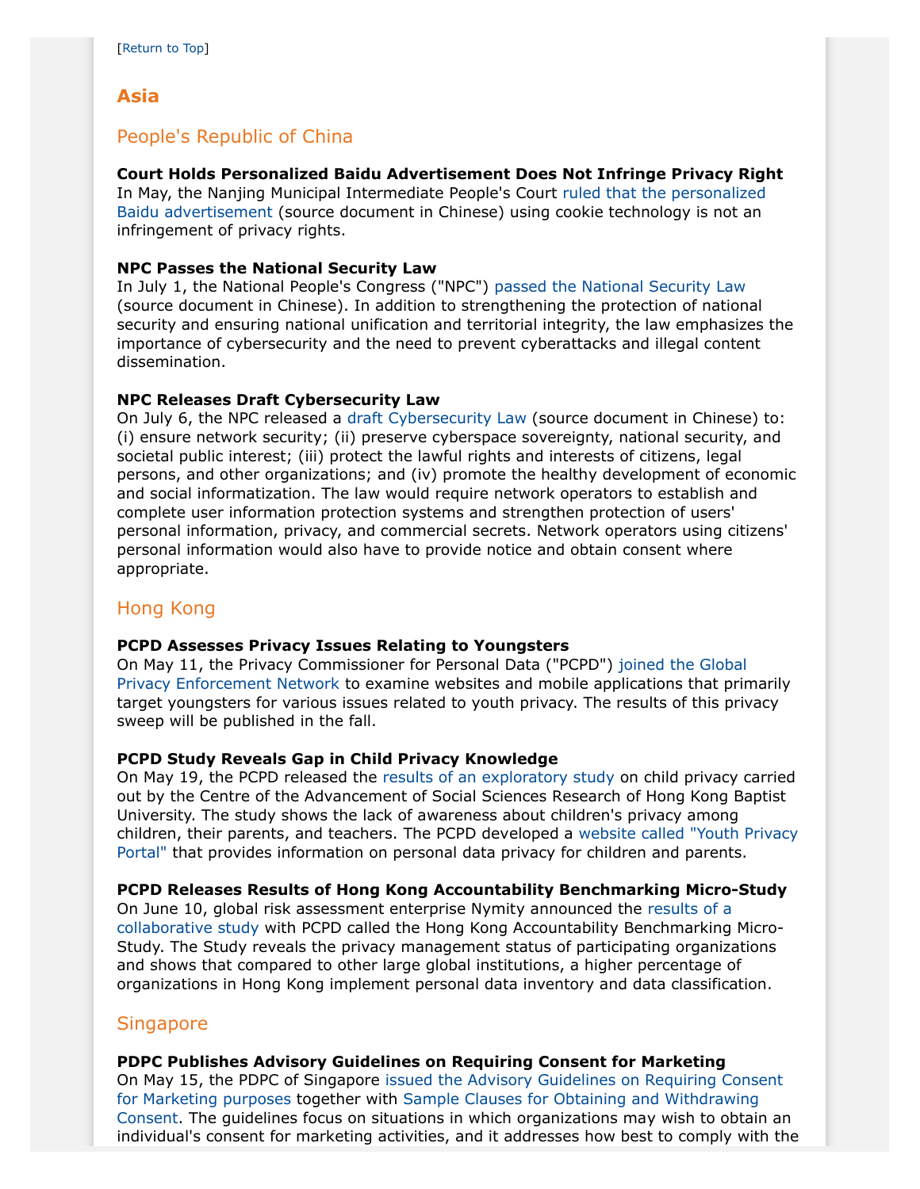[Return to Top]

## Asia

### People's Republic of China

**Court Holds Personalized Baidu Advertisement Does Not Infringe Privacy Right**
In May, the Nanjing Municipal Intermediate People's Court ruled that the personalized Baidu advertisement (source document in Chinese) using cookie technology is not an infringement of privacy rights.

**NPC Passes the National Security Law**
In July 1, the National People's Congress ("NPC") passed the National Security Law (source document in Chinese). In addition to strengthening the protection of national security and ensuring national unification and territorial integrity, the law emphasizes the importance of cybersecurity and the need to prevent cyberattacks and illegal content dissemination.

**NPC Releases Draft Cybersecurity Law**
On July 6, the NPC released a draft Cybersecurity Law (source document in Chinese) to: (i) ensure network security; (ii) preserve cyberspace sovereignty, national security, and societal public interest; (iii) protect the lawful rights and interests of citizens, legal persons, and other organizations; and (iv) promote the healthy development of economic and social informatization. The law would require network operators to establish and complete user information protection systems and strengthen protection of users' personal information, privacy, and commercial secrets. Network operators using citizens' personal information would also have to provide notice and obtain consent where appropriate.

### Hong Kong

**PCPD Assesses Privacy Issues Relating to Youngsters**
On May 11, the Privacy Commissioner for Personal Data ("PCPD") joined the Global Privacy Enforcement Network to examine websites and mobile applications that primarily target youngsters for various issues related to youth privacy. The results of this privacy sweep will be published in the fall.

**PCPD Study Reveals Gap in Child Privacy Knowledge**
On May 19, the PCPD released the results of an exploratory study on child privacy carried out by the Centre of the Advancement of Social Sciences Research of Hong Kong Baptist University. The study shows the lack of awareness about children's privacy among children, their parents, and teachers. The PCPD developed a website called "Youth Privacy Portal" that provides information on personal data privacy for children and parents.

**PCPD Releases Results of Hong Kong Accountability Benchmarking Micro-Study**
On June 10, global risk assessment enterprise Nymity announced the results of a collaborative study with PCPD called the Hong Kong Accountability Benchmarking Micro-Study. The Study reveals the privacy management status of participating organizations and shows that compared to other large global institutions, a higher percentage of organizations in Hong Kong implement personal data inventory and data classification.

### Singapore

**PDPC Publishes Advisory Guidelines on Requiring Consent for Marketing**
On May 15, the PDPC of Singapore issued the Advisory Guidelines on Requiring Consent for Marketing purposes together with Sample Clauses for Obtaining and Withdrawing Consent. The guidelines focus on situations in which organizations may wish to obtain an individual's consent for marketing activities, and it addresses how best to comply with the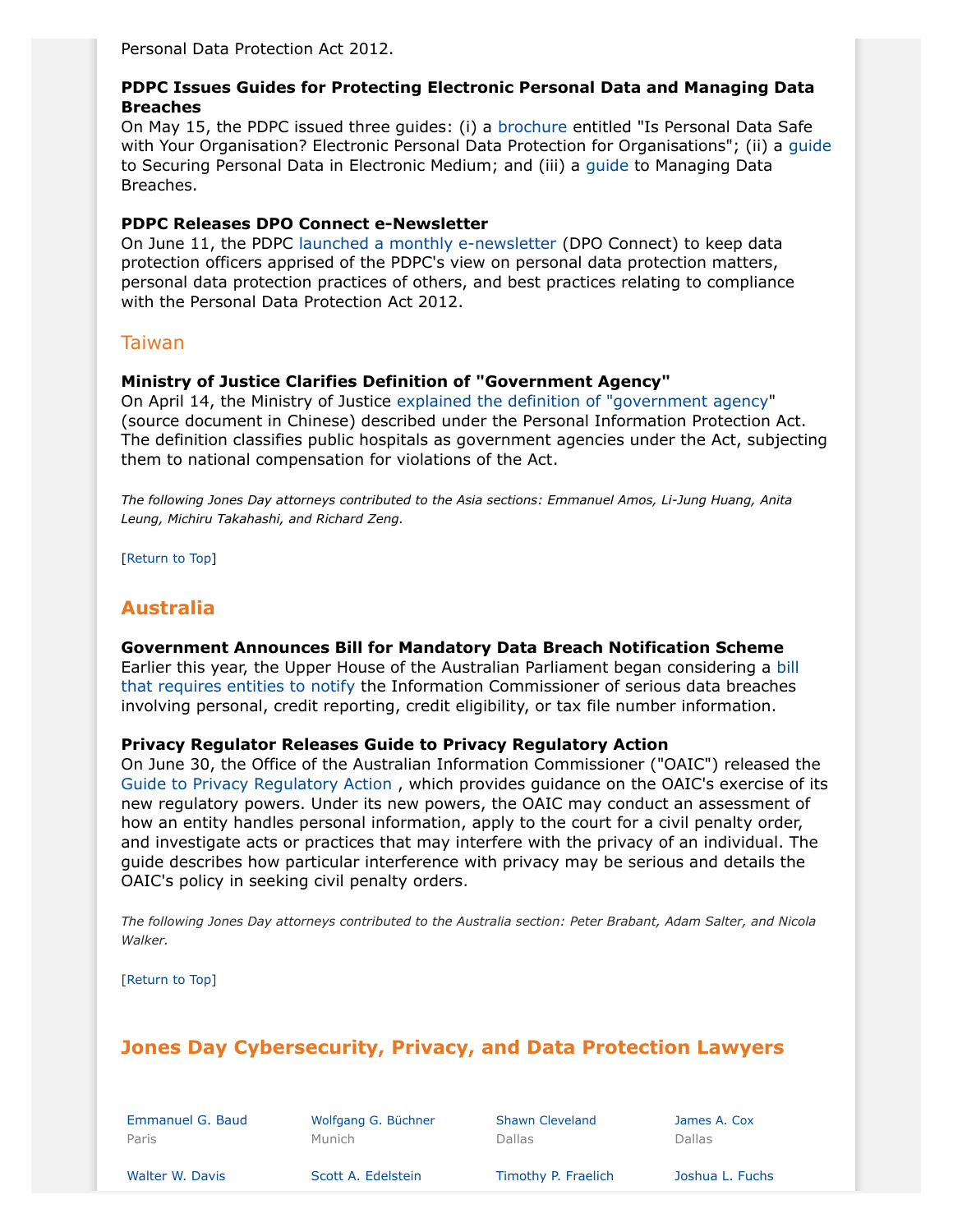Personal Data Protection Act 2012.

**PDPC Issues Guides for Protecting Electronic Personal Data and Managing Data Breaches**
On May 15, the PDPC issued three guides: (i) a brochure entitled "Is Personal Data Safe with Your Organisation? Electronic Personal Data Protection for Organisations"; (ii) a guide to Securing Personal Data in Electronic Medium; and (iii) a guide to Managing Data Breaches.

**PDPC Releases DPO Connect e-Newsletter**
On June 11, the PDPC launched a monthly e-newsletter (DPO Connect) to keep data protection officers apprised of the PDPC's view on personal data protection matters, personal data protection practices of others, and best practices relating to compliance with the Personal Data Protection Act 2012.

### Taiwan

**Ministry of Justice Clarifies Definition of "Government Agency"**
On April 14, the Ministry of Justice explained the definition of "government agency" (source document in Chinese) described under the Personal Information Protection Act. The definition classifies public hospitals as government agencies under the Act, subjecting them to national compensation for violations of the Act.

*The following Jones Day attorneys contributed to the Asia sections: Emmanuel Amos, Li-Jung Huang, Anita Leung, Michiru Takahashi, and Richard Zeng.*

[Return to Top]

## Australia

**Government Announces Bill for Mandatory Data Breach Notification Scheme**
Earlier this year, the Upper House of the Australian Parliament began considering a bill that requires entities to notify the Information Commissioner of serious data breaches involving personal, credit reporting, credit eligibility, or tax file number information.

**Privacy Regulator Releases Guide to Privacy Regulatory Action**
On June 30, the Office of the Australian Information Commissioner ("OAIC") released the Guide to Privacy Regulatory Action , which provides guidance on the OAIC's exercise of its new regulatory powers. Under its new powers, the OAIC may conduct an assessment of how an entity handles personal information, apply to the court for a civil penalty order, and investigate acts or practices that may interfere with the privacy of an individual. The guide describes how particular interference with privacy may be serious and details the OAIC's policy in seeking civil penalty orders.

*The following Jones Day attorneys contributed to the Australia section: Peter Brabant, Adam Salter, and Nicola Walker.*

[Return to Top]

## Jones Day Cybersecurity, Privacy, and Data Protection Lawyers

| | | | |
|---|---|---|---|
| Emmanuel G. Baud<br>Paris | Wolfgang G. Büchner<br>Munich | Shawn Cleveland<br>Dallas | James A. Cox<br>Dallas |
| Walter W. Davis | Scott A. Edelstein | Timothy P. Fraelich | Joshua L. Fuchs |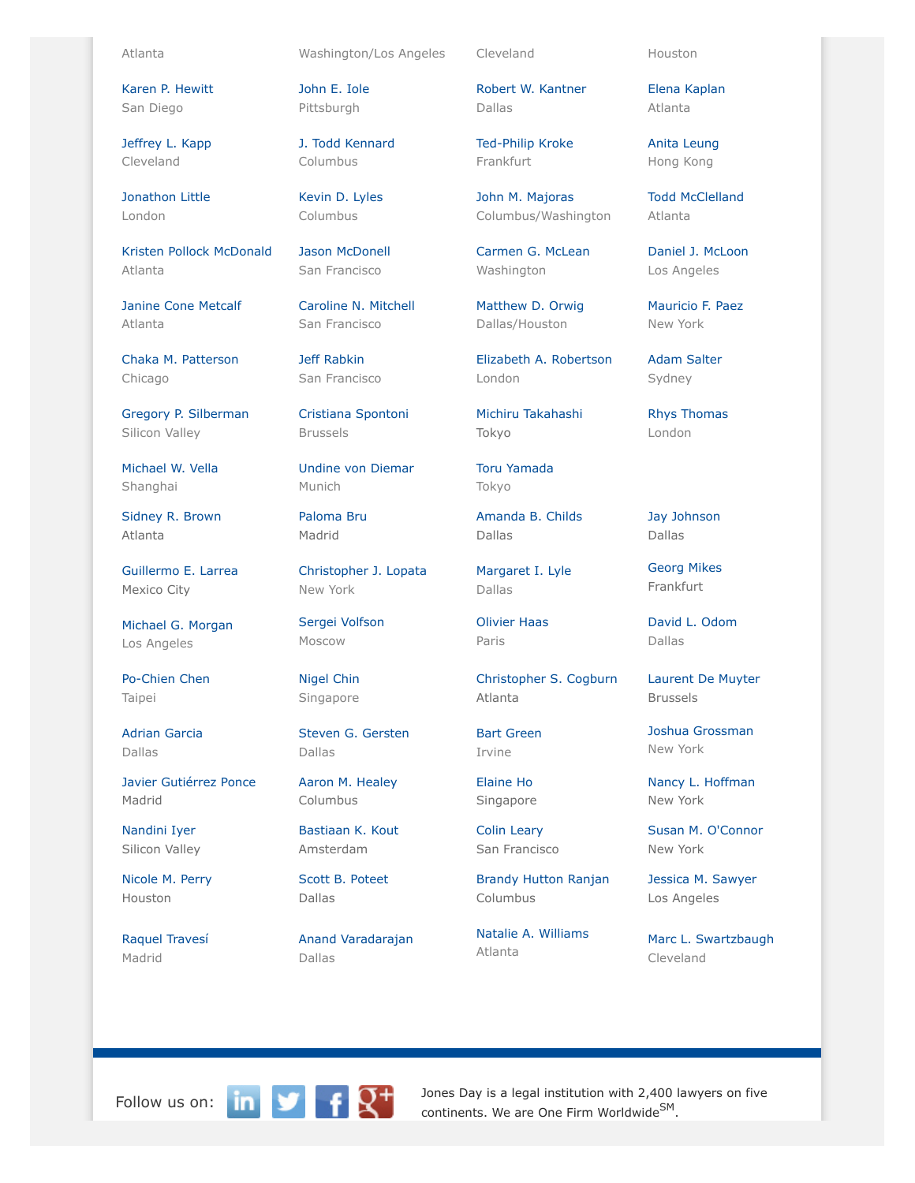Atlanta

Washington/Los Angeles

Cleveland

Houston

Karen P. Hewitt
San Diego

John E. Iole
Pittsburgh

Robert W. Kantner
Dallas

Elena Kaplan
Atlanta

Jeffrey L. Kapp
Cleveland

J. Todd Kennard
Columbus

Ted-Philip Kroke
Frankfurt

Anita Leung
Hong Kong

Jonathon Little
London

Kevin D. Lyles
Columbus

John M. Majoras
Columbus/Washington

Todd McClelland
Atlanta

Kristen Pollock McDonald
Atlanta

Jason McDonell
San Francisco

Carmen G. McLean
Washington

Daniel J. McLoon
Los Angeles

Janine Cone Metcalf
Atlanta

Caroline N. Mitchell
San Francisco

Matthew D. Orwig
Dallas/Houston

Mauricio F. Paez
New York

Chaka M. Patterson
Chicago

Jeff Rabkin
San Francisco

Elizabeth A. Robertson
London

Adam Salter
Sydney

Gregory P. Silberman
Silicon Valley

Cristiana Spontoni
Brussels

Michiru Takahashi
Tokyo

Rhys Thomas
London

Michael W. Vella
Shanghai

Undine von Diemar
Munich

Toru Yamada
Tokyo

Sidney R. Brown
Atlanta

Paloma Bru
Madrid

Amanda B. Childs
Dallas

Jay Johnson
Dallas

Guillermo E. Larrea
Mexico City

Christopher J. Lopata
New York

Margaret I. Lyle
Dallas

Georg Mikes
Frankfurt

Michael G. Morgan
Los Angeles

Sergei Volfson
Moscow

Olivier Haas
Paris

David L. Odom
Dallas

Po-Chien Chen
Taipei

Nigel Chin
Singapore

Christopher S. Cogburn
Atlanta

Laurent De Muyter
Brussels

Adrian Garcia
Dallas

Steven G. Gersten
Dallas

Bart Green
Irvine

Joshua Grossman
New York

Javier Gutiérrez Ponce
Madrid

Aaron M. Healey
Columbus

Elaine Ho
Singapore

Nancy L. Hoffman
New York

Nandini Iyer
Silicon Valley

Bastiaan K. Kout
Amsterdam

Colin Leary
San Francisco

Susan M. O'Connor
New York

Nicole M. Perry
Houston

Scott B. Poteet
Dallas

Brandy Hutton Ranjan
Columbus

Jessica M. Sawyer
Los Angeles

Raquel Travesí
Madrid

Anand Varadarajan
Dallas

Natalie A. Williams
Atlanta

Marc L. Swartzbaugh
Cleveland

Follow us on:

Jones Day is a legal institution with 2,400 lawyers on five continents. We are One Firm Worldwide[SM].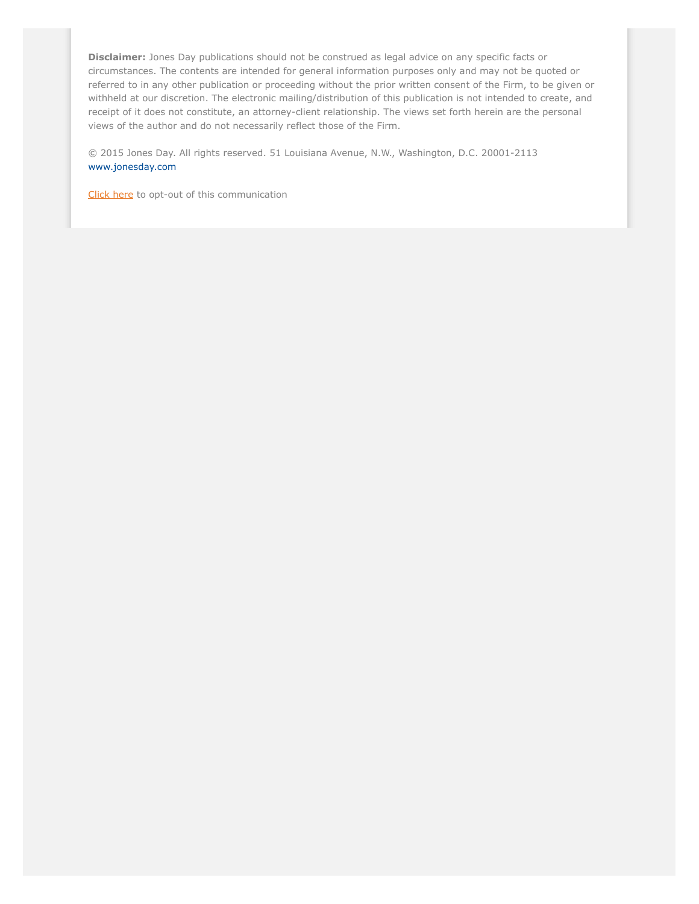**Disclaimer:** Jones Day publications should not be construed as legal advice on any specific facts or circumstances. The contents are intended for general information purposes only and may not be quoted or referred to in any other publication or proceeding without the prior written consent of the Firm, to be given or withheld at our discretion. The electronic mailing/distribution of this publication is not intended to create, and receipt of it does not constitute, an attorney-client relationship. The views set forth herein are the personal views of the author and do not necessarily reflect those of the Firm.

© 2015 Jones Day. All rights reserved. 51 Louisiana Avenue, N.W., Washington, D.C. 20001-2113
www.jonesday.com

Click here to opt-out of this communication